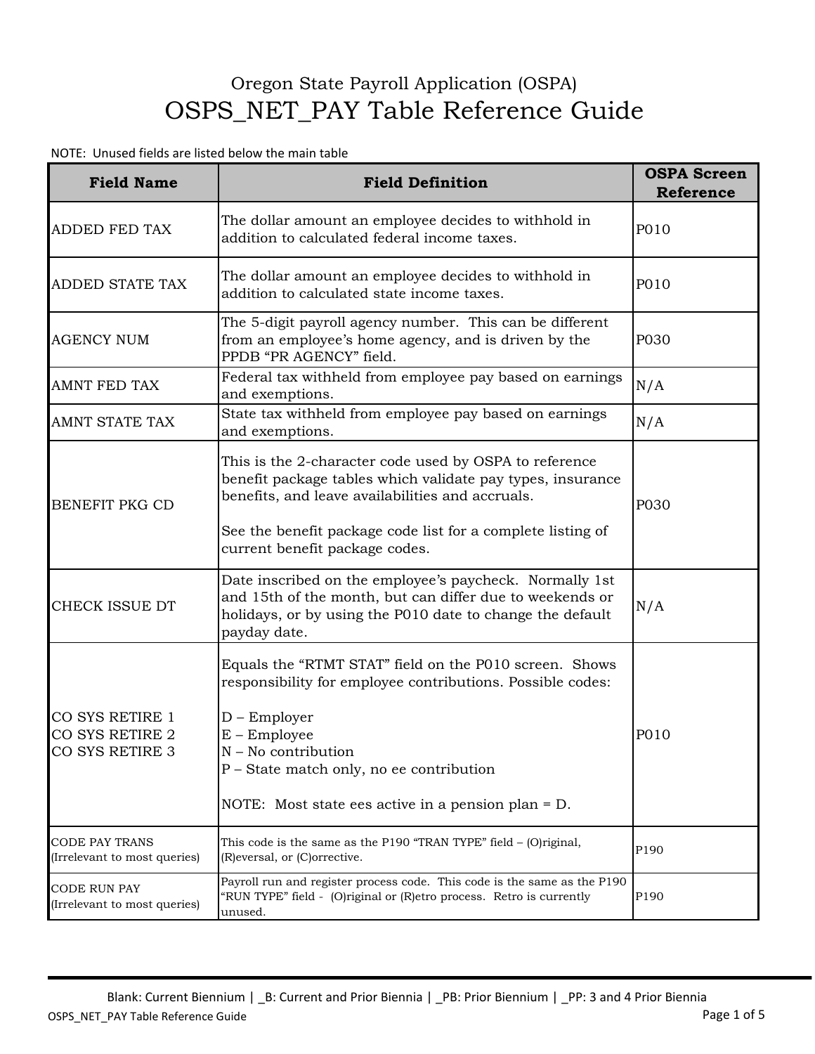Oregon State Payroll Application (OSPA)

# OSPS_NET_PAY Table Reference Guide

NOTE: Unused fields are listed below the main table

| Field Name | Field Definition | OSPA Screen Reference |
|---|---|---|
| ADDED FED TAX | The dollar amount an employee decides to withhold in addition to calculated federal income taxes. | P010 |
| ADDED STATE TAX | The dollar amount an employee decides to withhold in addition to calculated state income taxes. | P010 |
| AGENCY NUM | The 5-digit payroll agency number. This can be different from an employee's home agency, and is driven by the PPDB "PR AGENCY" field. | P030 |
| AMNT FED TAX | Federal tax withheld from employee pay based on earnings and exemptions. | N/A |
| AMNT STATE TAX | State tax withheld from employee pay based on earnings and exemptions. | N/A |
| BENEFIT PKG CD | This is the 2-character code used by OSPA to reference benefit package tables which validate pay types, insurance benefits, and leave availabilities and accruals.<br><br>See the benefit package code list for a complete listing of current benefit package codes. | P030 |
| CHECK ISSUE DT | Date inscribed on the employee's paycheck. Normally 1st and 15th of the month, but can differ due to weekends or holidays, or by using the P010 date to change the default payday date. | N/A |
| CO SYS RETIRE 1<br>CO SYS RETIRE 2<br>CO SYS RETIRE 3 | Equals the "RTMT STAT" field on the P010 screen. Shows responsibility for employee contributions. Possible codes:<br><br>D – Employer<br>E – Employee<br>N – No contribution<br>P – State match only, no ee contribution<br><br>NOTE: Most state ees active in a pension plan = D. | P010 |
| CODE PAY TRANS (Irrelevant to most queries) | This code is the same as the P190 "TRAN TYPE" field – (O)riginal, (R)eversal, or (C)orrective. | P190 |
| CODE RUN PAY (Irrelevant to most queries) | Payroll run and register process code. This code is the same as the P190 "RUN TYPE" field - (O)riginal or (R)etro process. Retro is currently unused. | P190 |

Blank: Current Biennium | _B: Current and Prior Biennia | _PB: Prior Biennium | _PP: 3 and 4 Prior Biennia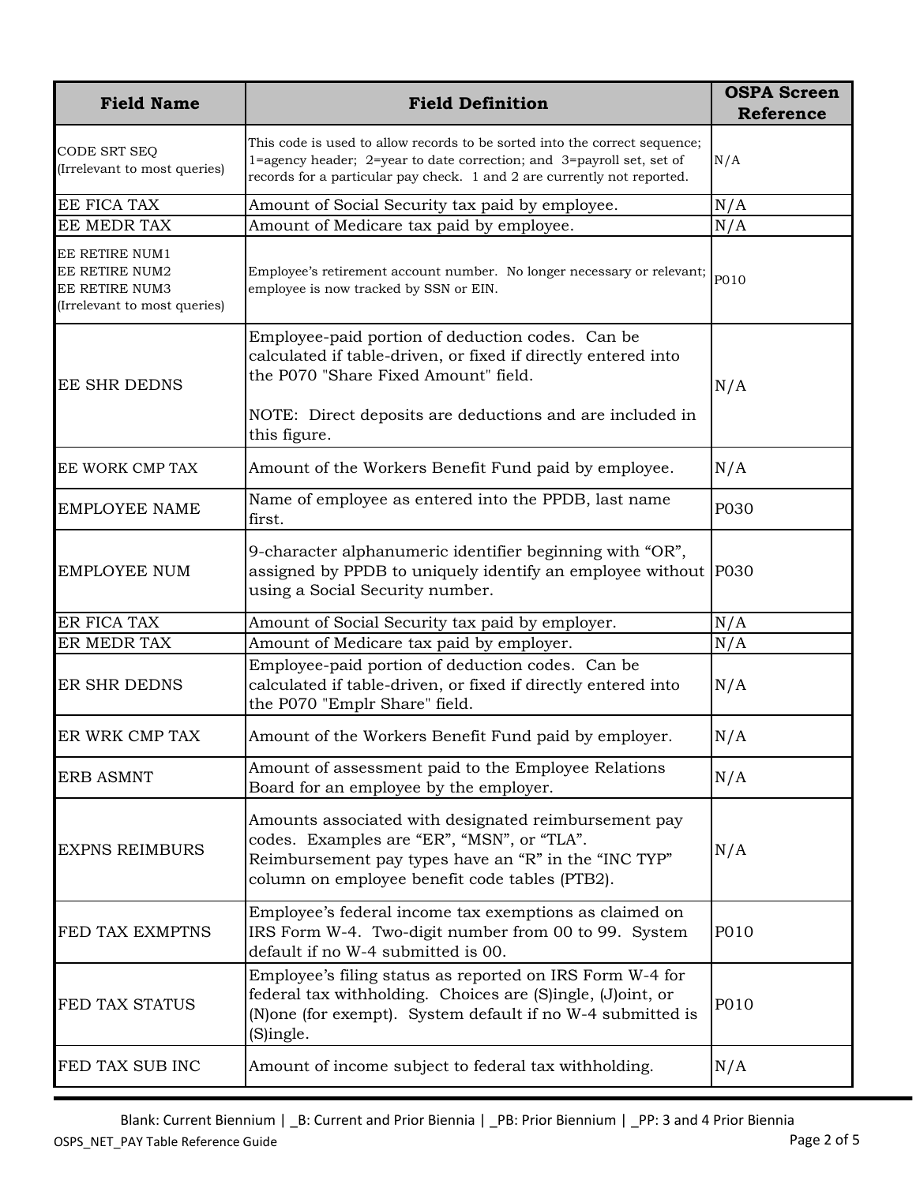| Field Name | Field Definition | OSPA Screen Reference |
| --- | --- | --- |
| CODE SRT SEQ (Irrelevant to most queries) | This code is used to allow records to be sorted into the correct sequence; 1=agency header; 2=year to date correction; and 3=payroll set, set of records for a particular pay check. 1 and 2 are currently not reported. | N/A |
| EE FICA TAX | Amount of Social Security tax paid by employee. | N/A |
| EE MEDR TAX | Amount of Medicare tax paid by employee. | N/A |
| EE RETIRE NUM1<br>EE RETIRE NUM2<br>EE RETIRE NUM3<br>(Irrelevant to most queries) | Employee's retirement account number. No longer necessary or relevant; employee is now tracked by SSN or EIN. | P010 |
| EE SHR DEDNS | Employee-paid portion of deduction codes. Can be calculated if table-driven, or fixed if directly entered into the P070 "Share Fixed Amount" field.<br><br>NOTE: Direct deposits are deductions and are included in this figure. | N/A |
| EE WORK CMP TAX | Amount of the Workers Benefit Fund paid by employee. | N/A |
| EMPLOYEE NAME | Name of employee as entered into the PPDB, last name first. | P030 |
| EMPLOYEE NUM | 9-character alphanumeric identifier beginning with "OR", assigned by PPDB to uniquely identify an employee without using a Social Security number. | P030 |
| ER FICA TAX | Amount of Social Security tax paid by employer. | N/A |
| ER MEDR TAX | Amount of Medicare tax paid by employer. | N/A |
| ER SHR DEDNS | Employee-paid portion of deduction codes. Can be calculated if table-driven, or fixed if directly entered into the P070 "Emplr Share" field. | N/A |
| ER WRK CMP TAX | Amount of the Workers Benefit Fund paid by employer. | N/A |
| ERB ASMNT | Amount of assessment paid to the Employee Relations Board for an employee by the employer. | N/A |
| EXPNS REIMBURS | Amounts associated with designated reimbursement pay codes. Examples are "ER", "MSN", or "TLA". Reimbursement pay types have an "R" in the "INC TYP" column on employee benefit code tables (PTB2). | N/A |
| FED TAX EXMPTNS | Employee's federal income tax exemptions as claimed on IRS Form W-4. Two-digit number from 00 to 99. System default if no W-4 submitted is 00. | P010 |
| FED TAX STATUS | Employee's filing status as reported on IRS Form W-4 for federal tax withholding. Choices are (S)ingle, (J)oint, or (N)one (for exempt). System default if no W-4 submitted is (S)ingle. | P010 |
| FED TAX SUB INC | Amount of income subject to federal tax withholding. | N/A |

Blank: Current Biennium | _B: Current and Prior Biennia | _PB: Prior Biennium | _PP: 3 and 4 Prior Biennia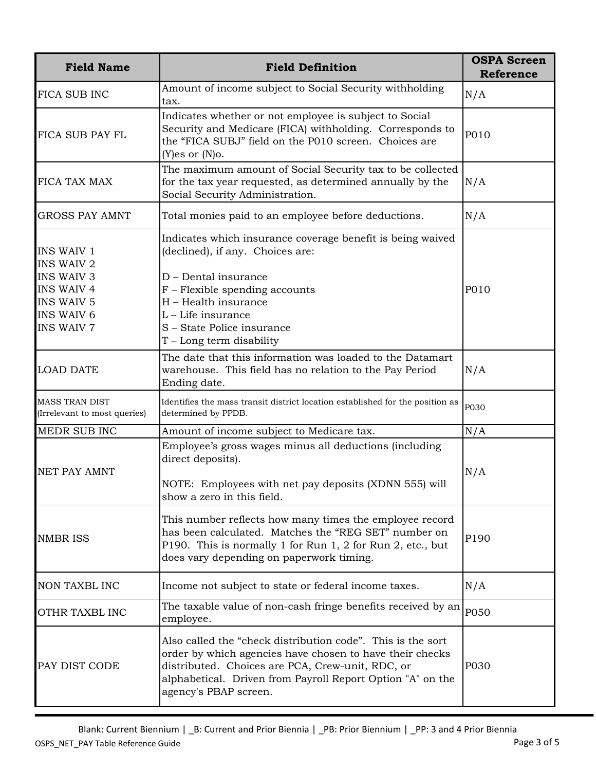| Field Name | Field Definition | OSPA Screen Reference |
|---|---|---|
| FICA SUB INC | Amount of income subject to Social Security withholding tax. | N/A |
| FICA SUB PAY FL | Indicates whether or not employee is subject to Social Security and Medicare (FICA) withholding. Corresponds to the "FICA SUBJ" field on the P010 screen. Choices are (Y)es or (N)o. | P010 |
| FICA TAX MAX | The maximum amount of Social Security tax to be collected for the tax year requested, as determined annually by the Social Security Administration. | N/A |
| GROSS PAY AMNT | Total monies paid to an employee before deductions. | N/A |
| INS WAIV 1<br>INS WAIV 2<br>INS WAIV 3<br>INS WAIV 4<br>INS WAIV 5<br>INS WAIV 6<br>INS WAIV 7 | Indicates which insurance coverage benefit is being waived (declined), if any. Choices are:<br><br>D – Dental insurance<br>F – Flexible spending accounts<br>H – Health insurance<br>L – Life insurance<br>S – State Police insurance<br>T – Long term disability | P010 |
| LOAD DATE | The date that this information was loaded to the Datamart warehouse. This field has no relation to the Pay Period Ending date. | N/A |
| MASS TRAN DIST (Irrelevant to most queries) | Identifies the mass transit district location established for the position as determined by PPDB. | P030 |
| MEDR SUB INC | Amount of income subject to Medicare tax. | N/A |
| NET PAY AMNT | Employee's gross wages minus all deductions (including direct deposits).<br><br>NOTE: Employees with net pay deposits (XDNN 555) will show a zero in this field. | N/A |
| NMBR ISS | This number reflects how many times the employee record has been calculated. Matches the "REG SET" number on P190. This is normally 1 for Run 1, 2 for Run 2, etc., but does vary depending on paperwork timing. | P190 |
| NON TAXBL INC | Income not subject to state or federal income taxes. | N/A |
| OTHR TAXBL INC | The taxable value of non-cash fringe benefits received by an employee. | P050 |
| PAY DIST CODE | Also called the "check distribution code". This is the sort order by which agencies have chosen to have their checks distributed. Choices are PCA, Crew-unit, RDC, or alphabetical. Driven from Payroll Report Option "A" on the agency's PBAP screen. | P030 |

Blank: Current Biennium | _B: Current and Prior Biennia | _PB: Prior Biennium | _PP: 3 and 4 Prior Biennia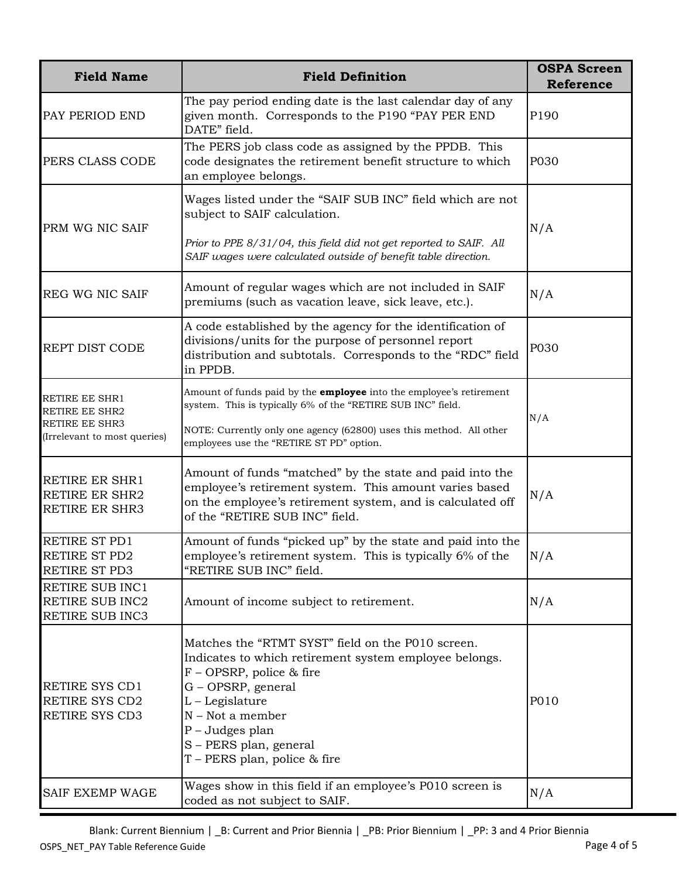| Field Name | Field Definition | OSPA Screen Reference |
|---|---|---|
| PAY PERIOD END | The pay period ending date is the last calendar day of any given month. Corresponds to the P190 "PAY PER END DATE" field. | P190 |
| PERS CLASS CODE | The PERS job class code as assigned by the PPDB. This code designates the retirement benefit structure to which an employee belongs. | P030 |
| PRM WG NIC SAIF | Wages listed under the "SAIF SUB INC" field which are not subject to SAIF calculation.<br><br>*Prior to PPE 8/31/04, this field did not get reported to SAIF. All SAIF wages were calculated outside of benefit table direction.* | N/A |
| REG WG NIC SAIF | Amount of regular wages which are not included in SAIF premiums (such as vacation leave, sick leave, etc.). | N/A |
| REPT DIST CODE | A code established by the agency for the identification of divisions/units for the purpose of personnel report distribution and subtotals. Corresponds to the "RDC" field in PPDB. | P030 |
| RETIRE EE SHR1<br>RETIRE EE SHR2<br>RETIRE EE SHR3<br>(Irrelevant to most queries) | Amount of funds paid by the **employee** into the employee's retirement system. This is typically 6% of the "RETIRE SUB INC" field.<br><br>NOTE: Currently only one agency (62800) uses this method. All other employees use the "RETIRE ST PD" option. | N/A |
| RETIRE ER SHR1<br>RETIRE ER SHR2<br>RETIRE ER SHR3 | Amount of funds "matched" by the state and paid into the employee's retirement system. This amount varies based on the employee's retirement system, and is calculated off of the "RETIRE SUB INC" field. | N/A |
| RETIRE ST PD1<br>RETIRE ST PD2<br>RETIRE ST PD3 | Amount of funds "picked up" by the state and paid into the employee's retirement system. This is typically 6% of the "RETIRE SUB INC" field. | N/A |
| RETIRE SUB INC1<br>RETIRE SUB INC2<br>RETIRE SUB INC3 | Amount of income subject to retirement. | N/A |
| RETIRE SYS CD1<br>RETIRE SYS CD2<br>RETIRE SYS CD3 | Matches the "RTMT SYST" field on the P010 screen. Indicates to which retirement system employee belongs.<br>F – OPSRP, police & fire<br>G – OPSRP, general<br>L – Legislature<br>N – Not a member<br>P – Judges plan<br>S – PERS plan, general<br>T – PERS plan, police & fire | P010 |
| SAIF EXEMP WAGE | Wages show in this field if an employee's P010 screen is coded as not subject to SAIF. | N/A |

Blank: Current Biennium | _B: Current and Prior Biennia | _PB: Prior Biennium | _PP: 3 and 4 Prior Biennia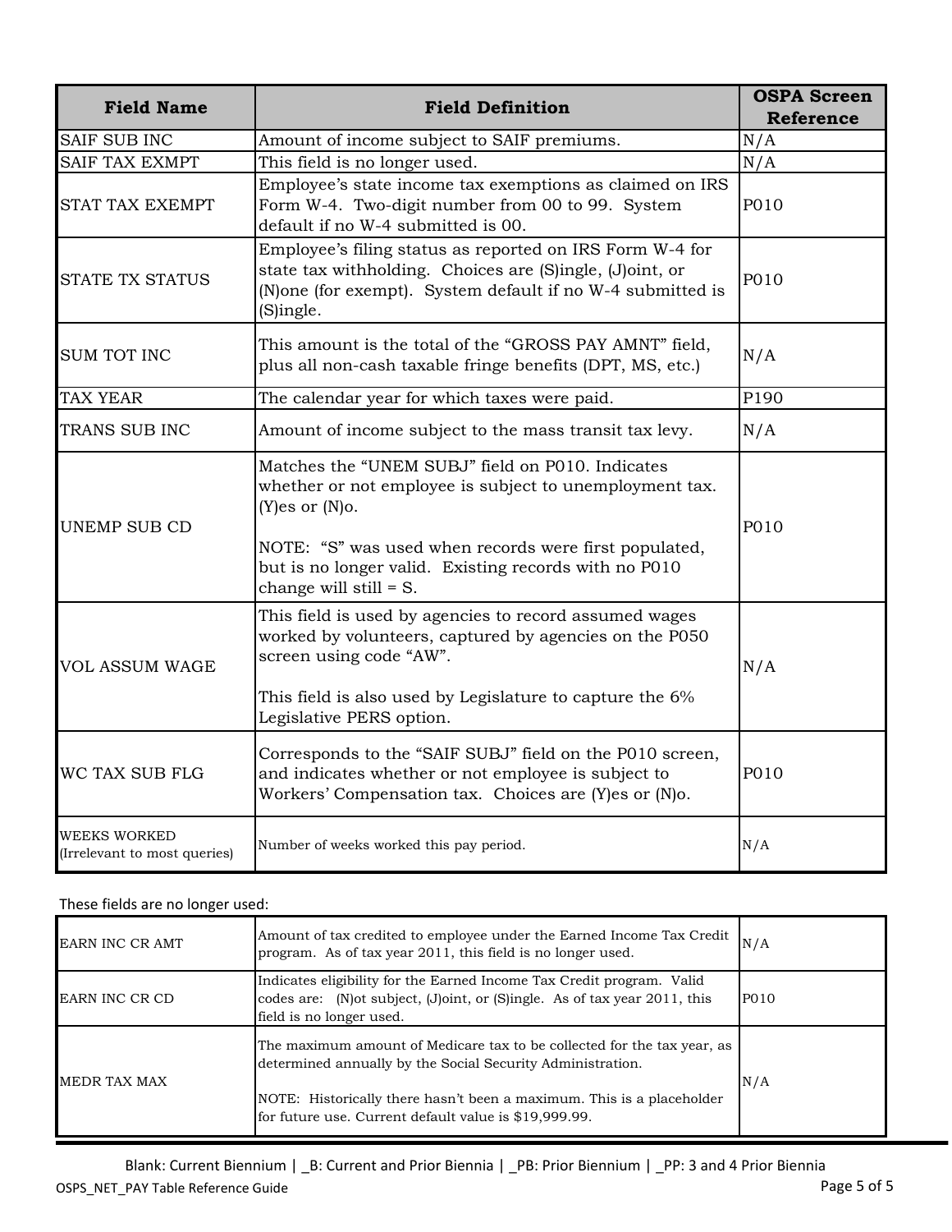| Field Name | Field Definition | OSPA Screen Reference |
|---|---|---|
| SAIF SUB INC | Amount of income subject to SAIF premiums. | N/A |
| SAIF TAX EXMPT | This field is no longer used. | N/A |
| STAT TAX EXEMPT | Employee's state income tax exemptions as claimed on IRS Form W-4. Two-digit number from 00 to 99. System default if no W-4 submitted is 00. | P010 |
| STATE TX STATUS | Employee's filing status as reported on IRS Form W-4 for state tax withholding. Choices are (S)ingle, (J)oint, or (N)one (for exempt). System default if no W-4 submitted is (S)ingle. | P010 |
| SUM TOT INC | This amount is the total of the "GROSS PAY AMNT" field, plus all non-cash taxable fringe benefits (DPT, MS, etc.) | N/A |
| TAX YEAR | The calendar year for which taxes were paid. | P190 |
| TRANS SUB INC | Amount of income subject to the mass transit tax levy. | N/A |
| UNEMP SUB CD | Matches the "UNEM SUBJ" field on P010. Indicates whether or not employee is subject to unemployment tax. (Y)es or (N)o.<br><br>NOTE: "S" was used when records were first populated, but is no longer valid. Existing records with no P010 change will still = S. | P010 |
| VOL ASSUM WAGE | This field is used by agencies to record assumed wages worked by volunteers, captured by agencies on the P050 screen using code "AW".<br><br>This field is also used by Legislature to capture the 6% Legislative PERS option. | N/A |
| WC TAX SUB FLG | Corresponds to the "SAIF SUBJ" field on the P010 screen, and indicates whether or not employee is subject to Workers' Compensation tax. Choices are (Y)es or (N)o. | P010 |
| WEEKS WORKED (Irrelevant to most queries) | Number of weeks worked this pay period. | N/A |

These fields are no longer used:

| | | |
|---|---|---|
| EARN INC CR AMT | Amount of tax credited to employee under the Earned Income Tax Credit program. As of tax year 2011, this field is no longer used. | N/A |
| EARN INC CR CD | Indicates eligibility for the Earned Income Tax Credit program. Valid codes are: (N)ot subject, (J)oint, or (S)ingle. As of tax year 2011, this field is no longer used. | P010 |
| MEDR TAX MAX | The maximum amount of Medicare tax to be collected for the tax year, as determined annually by the Social Security Administration.<br><br>NOTE: Historically there hasn't been a maximum. This is a placeholder for future use. Current default value is $19,999.99. | N/A |

Blank: Current Biennium | _B: Current and Prior Biennia | _PB: Prior Biennium | _PP: 3 and 4 Prior Biennia